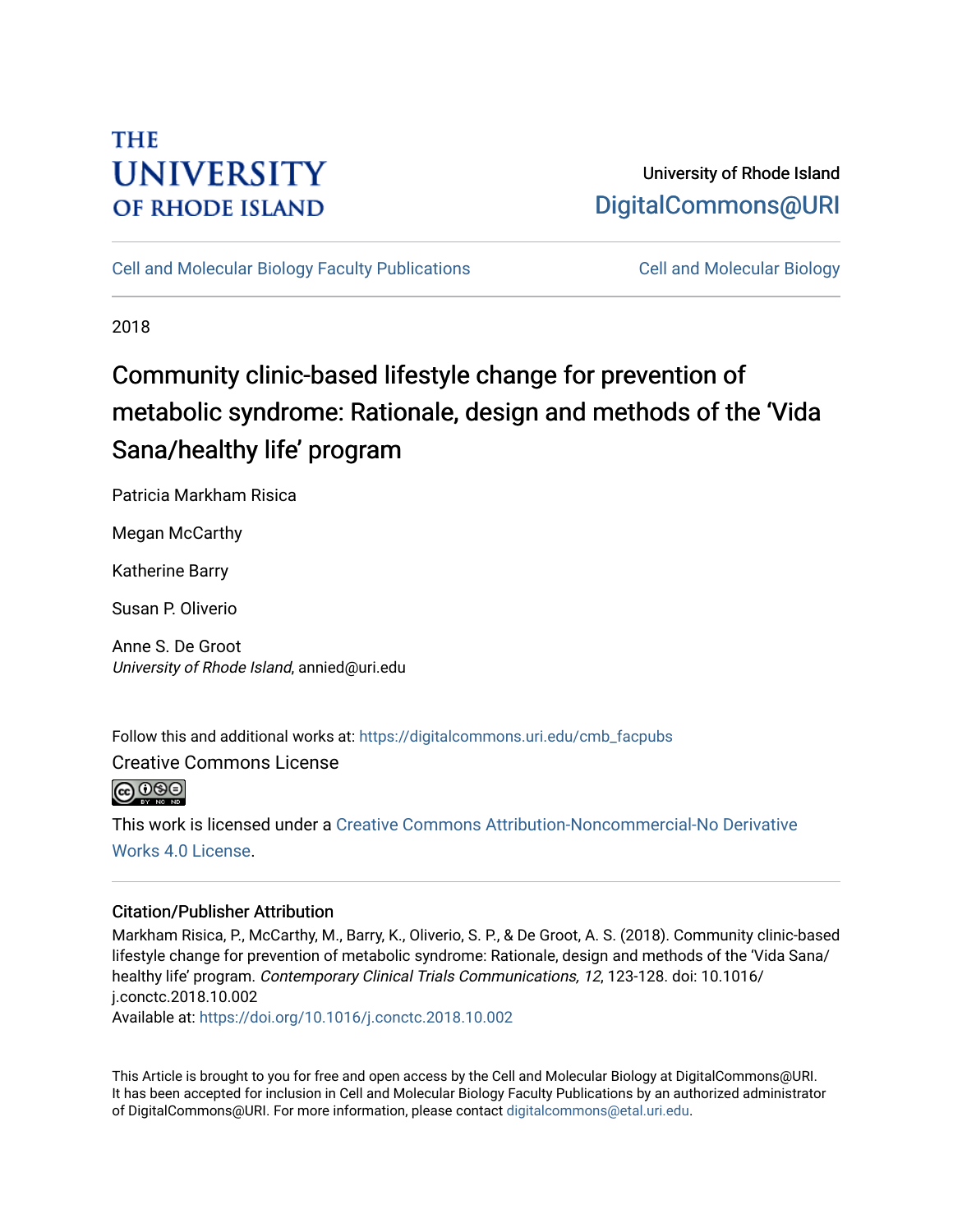THE UNIVERSITY OF RHODE ISLAND

University of Rhode Island
DigitalCommons@URI

Cell and Molecular Biology Faculty Publications

Cell and Molecular Biology

2018

# Community clinic-based lifestyle change for prevention of metabolic syndrome: Rationale, design and methods of the 'Vida Sana/healthy life' program

Patricia Markham Risica

Megan McCarthy

Katherine Barry

Susan P. Oliverio

Anne S. De Groot
*University of Rhode Island*, annied@uri.edu

Follow this and additional works at: https://digitalcommons.uri.edu/cmb_facpubs

Creative Commons License

This work is licensed under a Creative Commons Attribution-Noncommercial-No Derivative Works 4.0 License.

## Citation/Publisher Attribution

Markham Risica, P., McCarthy, M., Barry, K., Oliverio, S. P., & De Groot, A. S. (2018). Community clinic-based lifestyle change for prevention of metabolic syndrome: Rationale, design and methods of the 'Vida Sana/healthy life' program. *Contemporary Clinical Trials Communications, 12*, 123-128. doi: 10.1016/j.conctc.2018.10.002
Available at: https://doi.org/10.1016/j.conctc.2018.10.002

This Article is brought to you for free and open access by the Cell and Molecular Biology at DigitalCommons@URI. It has been accepted for inclusion in Cell and Molecular Biology Faculty Publications by an authorized administrator of DigitalCommons@URI. For more information, please contact digitalcommons@etal.uri.edu.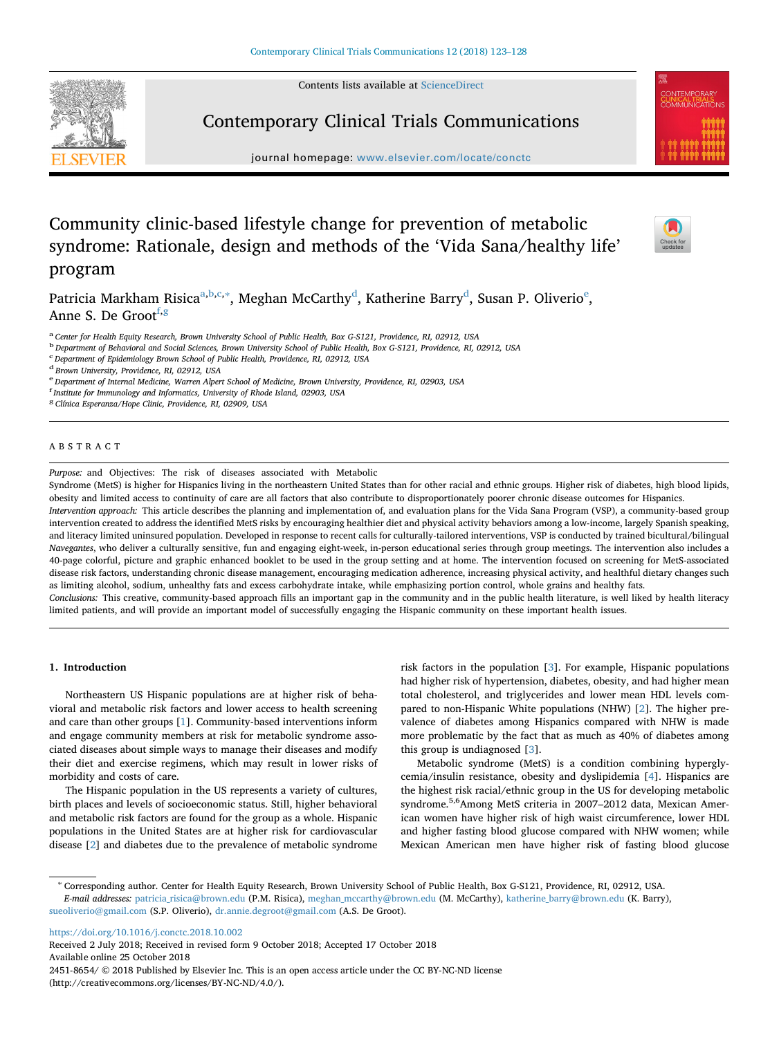# Community clinic-based lifestyle change for prevention of metabolic syndrome: Rationale, design and methods of the 'Vida Sana/healthy life' program

Patricia Markham Risica[a,b,c,*], Meghan McCarthy[d], Katherine Barry[d], Susan P. Oliverio[e], Anne S. De Groot[f,g]

[a] Center for Health Equity Research, Brown University School of Public Health, Box G-S121, Providence, RI, 02912, USA
[b] Department of Behavioral and Social Sciences, Brown University School of Public Health, Box G-S121, Providence, RI, 02912, USA
[c] Department of Epidemiology Brown School of Public Health, Providence, RI, 02912, USA
[d] Brown University, Providence, RI, 02912, USA
[e] Department of Internal Medicine, Warren Alpert School of Medicine, Brown University, Providence, RI, 02903, USA
[f] Institute for Immunology and Informatics, University of Rhode Island, 02903, USA
[g] Clínica Esperanza/Hope Clinic, Providence, RI, 02909, USA

## ABSTRACT

*Purpose:* and Objectives: The risk of diseases associated with Metabolic Syndrome (MetS) is higher for Hispanics living in the northeastern United States than for other racial and ethnic groups. Higher risk of diabetes, high blood lipids, obesity and limited access to continuity of care are all factors that also contribute to disproportionately poorer chronic disease outcomes for Hispanics.

*Intervention approach:* This article describes the planning and implementation of, and evaluation plans for the Vida Sana Program (VSP), a community-based group intervention created to address the identified MetS risks by encouraging healthier diet and physical activity behaviors among a low-income, largely Spanish speaking, and literacy limited uninsured population. Developed in response to recent calls for culturally-tailored interventions, VSP is conducted by trained bicultural/bilingual *Navegantes*, who deliver a culturally sensitive, fun and engaging eight-week, in-person educational series through group meetings. The intervention also includes a 40-page colorful, picture and graphic enhanced booklet to be used in the group setting and at home. The intervention focused on screening for MetS-associated disease risk factors, understanding chronic disease management, encouraging medication adherence, increasing physical activity, and healthful dietary changes such as limiting alcohol, sodium, unhealthy fats and excess carbohydrate intake, while emphasizing portion control, whole grains and healthy fats.

*Conclusions:* This creative, community-based approach fills an important gap in the community and in the public health literature, is well liked by health literacy limited patients, and will provide an important model of successfully engaging the Hispanic community on these important health issues.

## 1. Introduction

Northeastern US Hispanic populations are at higher risk of behavioral and metabolic risk factors and lower access to health screening and care than other groups [1]. Community-based interventions inform and engage community members at risk for metabolic syndrome associated diseases about simple ways to manage their diseases and modify their diet and exercise regimens, which may result in lower risks of morbidity and costs of care.

The Hispanic population in the US represents a variety of cultures, birth places and levels of socioeconomic status. Still, higher behavioral and metabolic risk factors are found for the group as a whole. Hispanic populations in the United States are at higher risk for cardiovascular disease [2] and diabetes due to the prevalence of metabolic syndrome risk factors in the population [3]. For example, Hispanic populations had higher risk of hypertension, diabetes, obesity, and had higher mean total cholesterol, and triglycerides and lower mean HDL levels compared to non-Hispanic White populations (NHW) [2]. The higher prevalence of diabetes among Hispanics compared with NHW is made more problematic by the fact that as much as 40% of diabetes among this group is undiagnosed [3].

Metabolic syndrome (MetS) is a condition combining hyperglycemia/insulin resistance, obesity and dyslipidemia [4]. Hispanics are the highest risk racial/ethnic group in the US for developing metabolic syndrome.[5,6] Among MetS criteria in 2007–2012 data, Mexican American women have higher risk of high waist circumference, lower HDL and higher fasting blood glucose compared with NHW women; while Mexican American men have higher risk of fasting blood glucose

---

* Corresponding author. Center for Health Equity Research, Brown University School of Public Health, Box G-S121, Providence, RI, 02912, USA.
*E-mail addresses:* patricia_risica@brown.edu (P.M. Risica), meghan_mccarthy@brown.edu (M. McCarthy), katherine_barry@brown.edu (K. Barry), sueoliverio@gmail.com (S.P. Oliverio), dr.annie.degroot@gmail.com (A.S. De Groot).

https://doi.org/10.1016/j.conctc.2018.10.002
Received 2 July 2018; Received in revised form 9 October 2018; Accepted 17 October 2018
Available online 25 October 2018
2451-8654/ © 2018 Published by Elsevier Inc. This is an open access article under the CC BY-NC-ND license (http://creativecommons.org/licenses/BY-NC-ND/4.0/).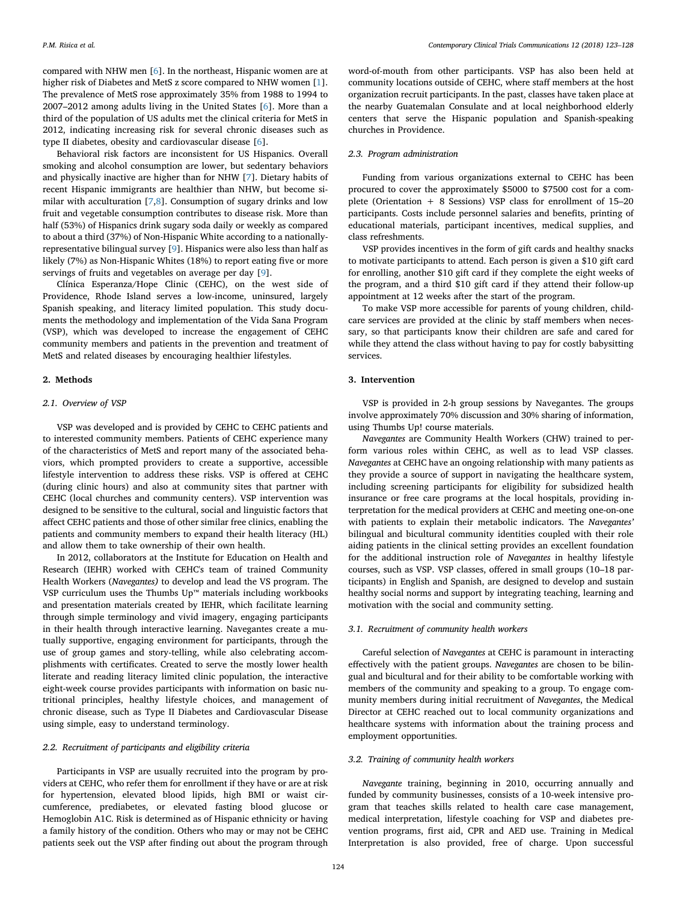compared with NHW men [6]. In the northeast, Hispanic women are at higher risk of Diabetes and MetS z score compared to NHW women [1]. The prevalence of MetS rose approximately 35% from 1988 to 1994 to 2007–2012 among adults living in the United States [6]. More than a third of the population of US adults met the clinical criteria for MetS in 2012, indicating increasing risk for several chronic diseases such as type II diabetes, obesity and cardiovascular disease [6].

Behavioral risk factors are inconsistent for US Hispanics. Overall smoking and alcohol consumption are lower, but sedentary behaviors and physically inactive are higher than for NHW [7]. Dietary habits of recent Hispanic immigrants are healthier than NHW, but become similar with acculturation [7,8]. Consumption of sugary drinks and low fruit and vegetable consumption contributes to disease risk. More than half (53%) of Hispanics drink sugary soda daily or weekly as compared to about a third (37%) of Non-Hispanic White according to a nationally-representative bilingual survey [9]. Hispanics were also less than half as likely (7%) as Non-Hispanic Whites (18%) to report eating five or more servings of fruits and vegetables on average per day [9].

Clínica Esperanza/Hope Clinic (CEHC), on the west side of Providence, Rhode Island serves a low-income, uninsured, largely Spanish speaking, and literacy limited population. This study documents the methodology and implementation of the Vida Sana Program (VSP), which was developed to increase the engagement of CEHC community members and patients in the prevention and treatment of MetS and related diseases by encouraging healthier lifestyles.

## 2. Methods

### 2.1. Overview of VSP

VSP was developed and is provided by CEHC to CEHC patients and to interested community members. Patients of CEHC experience many of the characteristics of MetS and report many of the associated behaviors, which prompted providers to create a supportive, accessible lifestyle intervention to address these risks. VSP is offered at CEHC (during clinic hours) and also at community sites that partner with CEHC (local churches and community centers). VSP intervention was designed to be sensitive to the cultural, social and linguistic factors that affect CEHC patients and those of other similar free clinics, enabling the patients and community members to expand their health literacy (HL) and allow them to take ownership of their own health.

In 2012, collaborators at the Institute for Education on Health and Research (IEHR) worked with CEHC's team of trained Community Health Workers (*Navegantes)* to develop and lead the VS program. The VSP curriculum uses the Thumbs Up™ materials including workbooks and presentation materials created by IEHR, which facilitate learning through simple terminology and vivid imagery, engaging participants in their health through interactive learning. Navegantes create a mutually supportive, engaging environment for participants, through the use of group games and story-telling, while also celebrating accomplishments with certificates. Created to serve the mostly lower health literate and reading literacy limited clinic population, the interactive eight-week course provides participants with information on basic nutritional principles, healthy lifestyle choices, and management of chronic disease, such as Type II Diabetes and Cardiovascular Disease using simple, easy to understand terminology.

### 2.2. Recruitment of participants and eligibility criteria

Participants in VSP are usually recruited into the program by providers at CEHC, who refer them for enrollment if they have or are at risk for hypertension, elevated blood lipids, high BMI or waist circumference, prediabetes, or elevated fasting blood glucose or Hemoglobin A1C. Risk is determined as of Hispanic ethnicity or having a family history of the condition. Others who may or may not be CEHC patients seek out the VSP after finding out about the program through word-of-mouth from other participants. VSP has also been held at community locations outside of CEHC, where staff members at the host organization recruit participants. In the past, classes have taken place at the nearby Guatemalan Consulate and at local neighborhood elderly centers that serve the Hispanic population and Spanish-speaking churches in Providence.

### 2.3. Program administration

Funding from various organizations external to CEHC has been procured to cover the approximately $5000 to $7500 cost for a complete (Orientation + 8 Sessions) VSP class for enrollment of 15–20 participants. Costs include personnel salaries and benefits, printing of educational materials, participant incentives, medical supplies, and class refreshments.

VSP provides incentives in the form of gift cards and healthy snacks to motivate participants to attend. Each person is given a $10 gift card for enrolling, another $10 gift card if they complete the eight weeks of the program, and a third $10 gift card if they attend their follow-up appointment at 12 weeks after the start of the program.

To make VSP more accessible for parents of young children, childcare services are provided at the clinic by staff members when necessary, so that participants know their children are safe and cared for while they attend the class without having to pay for costly babysitting services.

## 3. Intervention

VSP is provided in 2-h group sessions by Navegantes. The groups involve approximately 70% discussion and 30% sharing of information, using Thumbs Up! course materials.

*Navegantes* are Community Health Workers (CHW) trained to perform various roles within CEHC, as well as to lead VSP classes. *Navegantes* at CEHC have an ongoing relationship with many patients as they provide a source of support in navigating the healthcare system, including screening participants for eligibility for subsidized health insurance or free care programs at the local hospitals, providing interpretation for the medical providers at CEHC and meeting one-on-one with patients to explain their metabolic indicators. The *Navegantes'* bilingual and bicultural community identities coupled with their role aiding patients in the clinical setting provides an excellent foundation for the additional instruction role of *Navegantes* in healthy lifestyle courses, such as VSP. VSP classes, offered in small groups (10–18 participants) in English and Spanish, are designed to develop and sustain healthy social norms and support by integrating teaching, learning and motivation with the social and community setting.

### 3.1. Recruitment of community health workers

Careful selection of *Navegantes* at CEHC is paramount in interacting effectively with the patient groups. *Navegantes* are chosen to be bilingual and bicultural and for their ability to be comfortable working with members of the community and speaking to a group. To engage community members during initial recruitment of *Navegantes*, the Medical Director at CEHC reached out to local community organizations and healthcare systems with information about the training process and employment opportunities.

### 3.2. Training of community health workers

*Navegante* training, beginning in 2010, occurring annually and funded by community businesses, consists of a 10-week intensive program that teaches skills related to health care case management, medical interpretation, lifestyle coaching for VSP and diabetes prevention programs, first aid, CPR and AED use. Training in Medical Interpretation is also provided, free of charge. Upon successful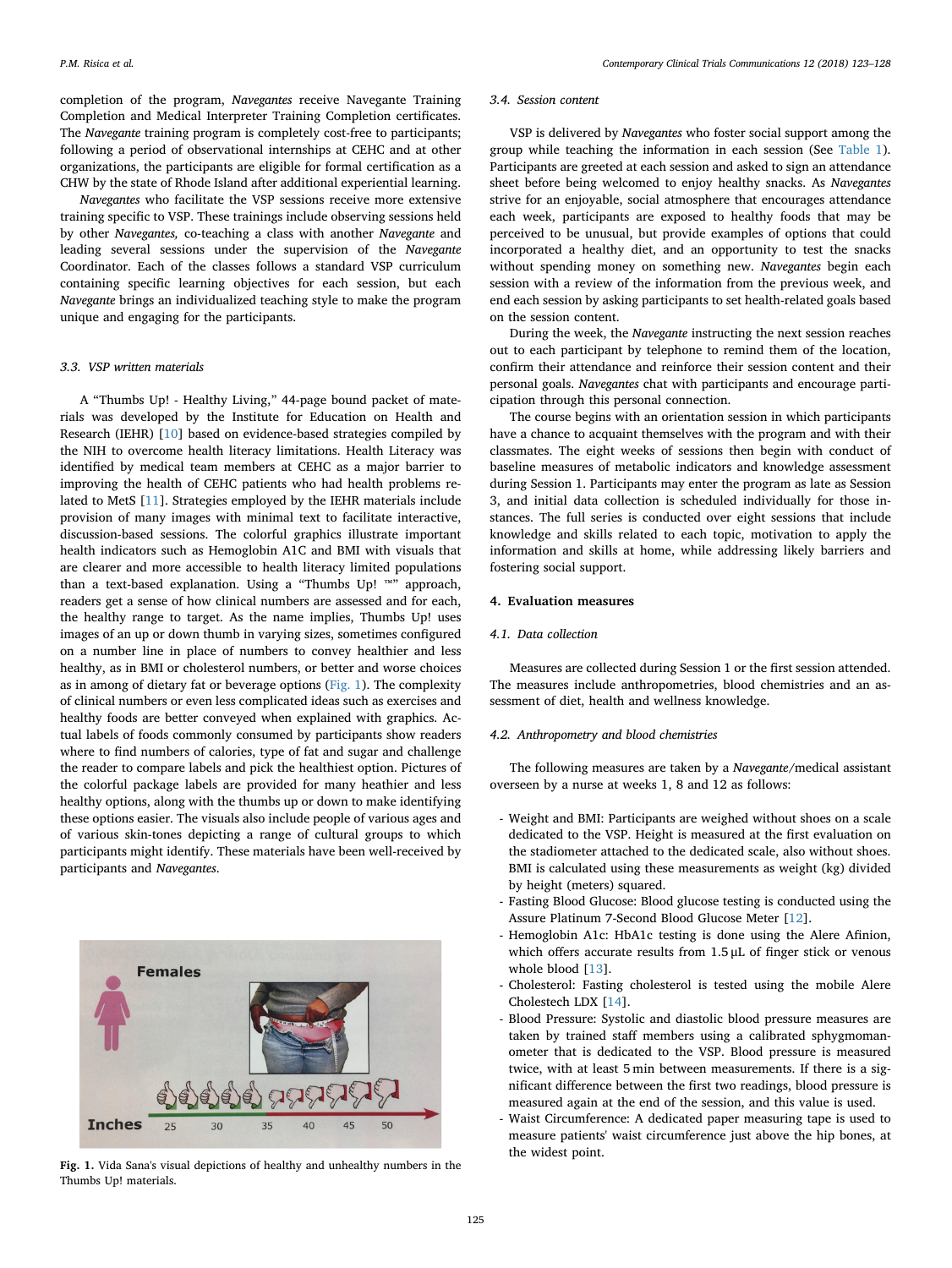completion of the program, *Navegantes* receive Navegante Training Completion and Medical Interpreter Training Completion certificates. The *Navegante* training program is completely cost-free to participants; following a period of observational internships at CEHC and at other organizations, the participants are eligible for formal certification as a CHW by the state of Rhode Island after additional experiential learning.

*Navegantes* who facilitate the VSP sessions receive more extensive training specific to VSP. These trainings include observing sessions held by other *Navegantes,* co-teaching a class with another *Navegante* and leading several sessions under the supervision of the *Navegante* Coordinator. Each of the classes follows a standard VSP curriculum containing specific learning objectives for each session, but each *Navegante* brings an individualized teaching style to make the program unique and engaging for the participants.

### 3.3. VSP written materials

A "Thumbs Up! - Healthy Living," 44-page bound packet of materials was developed by the Institute for Education on Health and Research (IEHR) [10] based on evidence-based strategies compiled by the NIH to overcome health literacy limitations. Health Literacy was identified by medical team members at CEHC as a major barrier to improving the health of CEHC patients who had health problems related to MetS [11]. Strategies employed by the IEHR materials include provision of many images with minimal text to facilitate interactive, discussion-based sessions. The colorful graphics illustrate important health indicators such as Hemoglobin A1C and BMI with visuals that are clearer and more accessible to health literacy limited populations than a text-based explanation. Using a "Thumbs Up! ™" approach, readers get a sense of how clinical numbers are assessed and for each, the healthy range to target. As the name implies, Thumbs Up! uses images of an up or down thumb in varying sizes, sometimes configured on a number line in place of numbers to convey healthier and less healthy, as in BMI or cholesterol numbers, or better and worse choices as in among of dietary fat or beverage options (Fig. 1). The complexity of clinical numbers or even less complicated ideas such as exercises and healthy foods are better conveyed when explained with graphics. Actual labels of foods commonly consumed by participants show readers where to find numbers of calories, type of fat and sugar and challenge the reader to compare labels and pick the healthiest option. Pictures of the colorful package labels are provided for many heathier and less healthy options, along with the thumbs up or down to make identifying these options easier. The visuals also include people of various ages and of various skin-tones depicting a range of cultural groups to which participants might identify. These materials have been well-received by participants and *Navegantes*.

**Fig. 1.** Vida Sana's visual depictions of healthy and unhealthy numbers in the Thumbs Up! materials.

### 3.4. Session content

VSP is delivered by *Navegantes* who foster social support among the group while teaching the information in each session (See Table 1). Participants are greeted at each session and asked to sign an attendance sheet before being welcomed to enjoy healthy snacks. As *Navegantes* strive for an enjoyable, social atmosphere that encourages attendance each week, participants are exposed to healthy foods that may be perceived to be unusual, but provide examples of options that could incorporated a healthy diet, and an opportunity to test the snacks without spending money on something new. *Navegantes* begin each session with a review of the information from the previous week, and end each session by asking participants to set health-related goals based on the session content.

During the week, the *Navegante* instructing the next session reaches out to each participant by telephone to remind them of the location, confirm their attendance and reinforce their session content and their personal goals. *Navegantes* chat with participants and encourage participation through this personal connection.

The course begins with an orientation session in which participants have a chance to acquaint themselves with the program and with their classmates. The eight weeks of sessions then begin with conduct of baseline measures of metabolic indicators and knowledge assessment during Session 1. Participants may enter the program as late as Session 3, and initial data collection is scheduled individually for those instances. The full series is conducted over eight sessions that include knowledge and skills related to each topic, motivation to apply the information and skills at home, while addressing likely barriers and fostering social support.

## 4. Evaluation measures

### 4.1. Data collection

Measures are collected during Session 1 or the first session attended. The measures include anthropometries, blood chemistries and an assessment of diet, health and wellness knowledge.

### 4.2. Anthropometry and blood chemistries

The following measures are taken by a *Navegante*/medical assistant overseen by a nurse at weeks 1, 8 and 12 as follows:

- Weight and BMI: Participants are weighed without shoes on a scale dedicated to the VSP. Height is measured at the first evaluation on the stadiometer attached to the dedicated scale, also without shoes. BMI is calculated using these measurements as weight (kg) divided by height (meters) squared.
- Fasting Blood Glucose: Blood glucose testing is conducted using the Assure Platinum 7-Second Blood Glucose Meter [12].
- Hemoglobin A1c: HbA1c testing is done using the Alere Afinion, which offers accurate results from 1.5 μL of finger stick or venous whole blood [13].
- Cholesterol: Fasting cholesterol is tested using the mobile Alere Cholestech LDX [14].
- Blood Pressure: Systolic and diastolic blood pressure measures are taken by trained staff members using a calibrated sphygmomanometer that is dedicated to the VSP. Blood pressure is measured twice, with at least 5 min between measurements. If there is a significant difference between the first two readings, blood pressure is measured again at the end of the session, and this value is used.
- Waist Circumference: A dedicated paper measuring tape is used to measure patients' waist circumference just above the hip bones, at the widest point.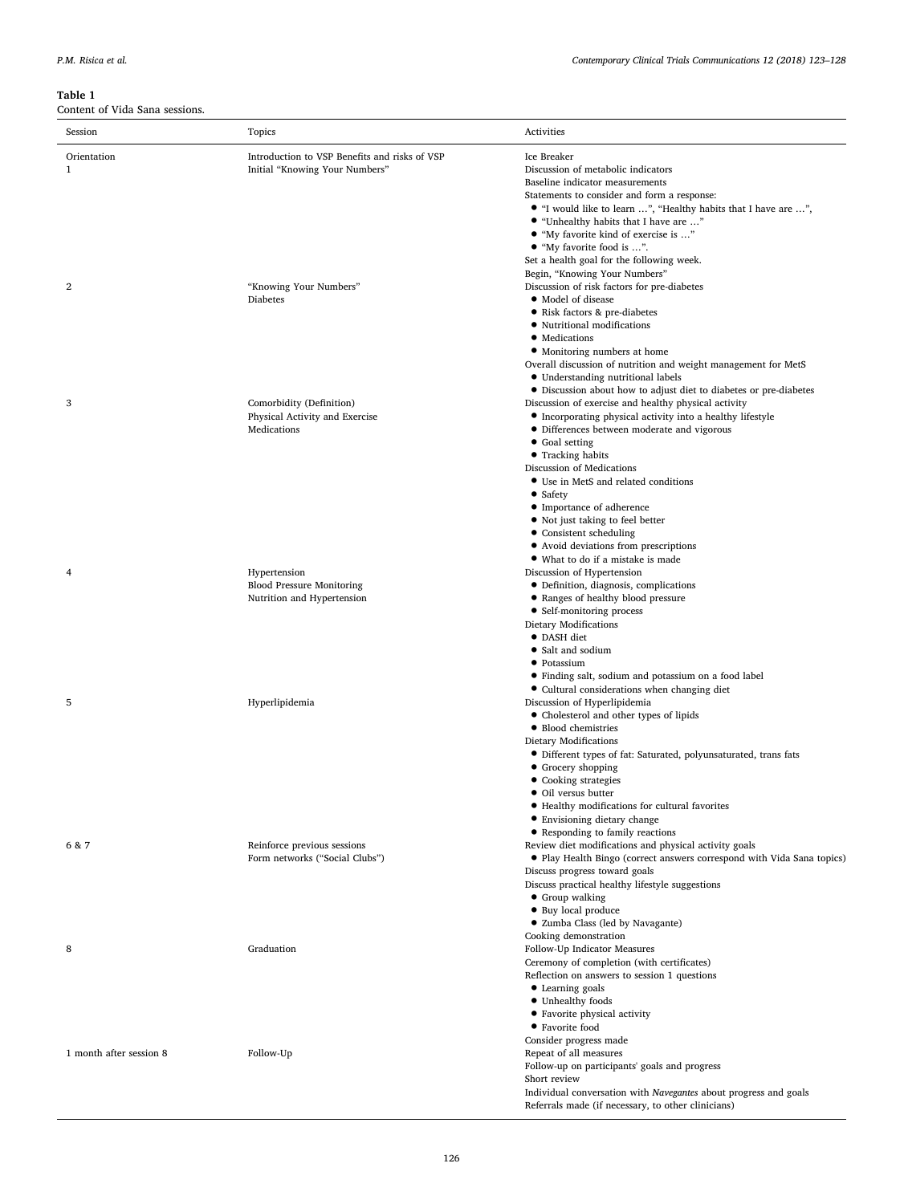**Table 1**
Content of Vida Sana sessions.

| Session | Topics | Activities |
|---|---|---|
| Orientation<br>1 | Introduction to VSP Benefits and risks of VSP<br>Initial "Knowing Your Numbers" | Ice Breaker<br>Discussion of metabolic indicators<br>Baseline indicator measurements<br>Statements to consider and form a response:<br>• "I would like to learn …", "Healthy habits that I have are …",<br>• "Unhealthy habits that I have are …"<br>• "My favorite kind of exercise is …"<br>• "My favorite food is …".<br>Set a health goal for the following week.<br>Begin, "Knowing Your Numbers" |
| 2 | "Knowing Your Numbers"<br>Diabetes | Discussion of risk factors for pre-diabetes<br>• Model of disease<br>• Risk factors & pre-diabetes<br>• Nutritional modifications<br>• Medications<br>• Monitoring numbers at home<br>Overall discussion of nutrition and weight management for MetS<br>• Understanding nutritional labels<br>• Discussion about how to adjust diet to diabetes or pre-diabetes |
| 3 | Comorbidity (Definition)<br>Physical Activity and Exercise<br>Medications | Discussion of exercise and healthy physical activity<br>• Incorporating physical activity into a healthy lifestyle<br>• Differences between moderate and vigorous<br>• Goal setting<br>• Tracking habits<br>Discussion of Medications<br>• Use in MetS and related conditions<br>• Safety<br>• Importance of adherence<br>• Not just taking to feel better<br>• Consistent scheduling<br>• Avoid deviations from prescriptions<br>• What to do if a mistake is made |
| 4 | Hypertension<br>Blood Pressure Monitoring<br>Nutrition and Hypertension | Discussion of Hypertension<br>• Definition, diagnosis, complications<br>• Ranges of healthy blood pressure<br>• Self-monitoring process<br>Dietary Modifications<br>• DASH diet<br>• Salt and sodium<br>• Potassium<br>• Finding salt, sodium and potassium on a food label<br>• Cultural considerations when changing diet |
| 5 | Hyperlipidemia | Discussion of Hyperlipidemia<br>• Cholesterol and other types of lipids<br>• Blood chemistries<br>Dietary Modifications<br>• Different types of fat: Saturated, polyunsaturated, trans fats<br>• Grocery shopping<br>• Cooking strategies<br>• Oil versus butter<br>• Healthy modifications for cultural favorites<br>• Envisioning dietary change<br>• Responding to family reactions |
| 6 & 7 | Reinforce previous sessions<br>Form networks ("Social Clubs") | Review diet modifications and physical activity goals<br>• Play Health Bingo (correct answers correspond with Vida Sana topics)<br>Discuss progress toward goals<br>Discuss practical healthy lifestyle suggestions<br>• Group walking<br>• Buy local produce<br>• Zumba Class (led by Navagante)<br>Cooking demonstration |
| 8 | Graduation | Follow-Up Indicator Measures<br>Ceremony of completion (with certificates)<br>Reflection on answers to session 1 questions<br>• Learning goals<br>• Unhealthy foods<br>• Favorite physical activity<br>• Favorite food<br>Consider progress made |
| 1 month after session 8 | Follow-Up | Repeat of all measures<br>Follow-up on participants' goals and progress<br>Short review<br>Individual conversation with *Navegantes* about progress and goals<br>Referrals made (if necessary, to other clinicians) |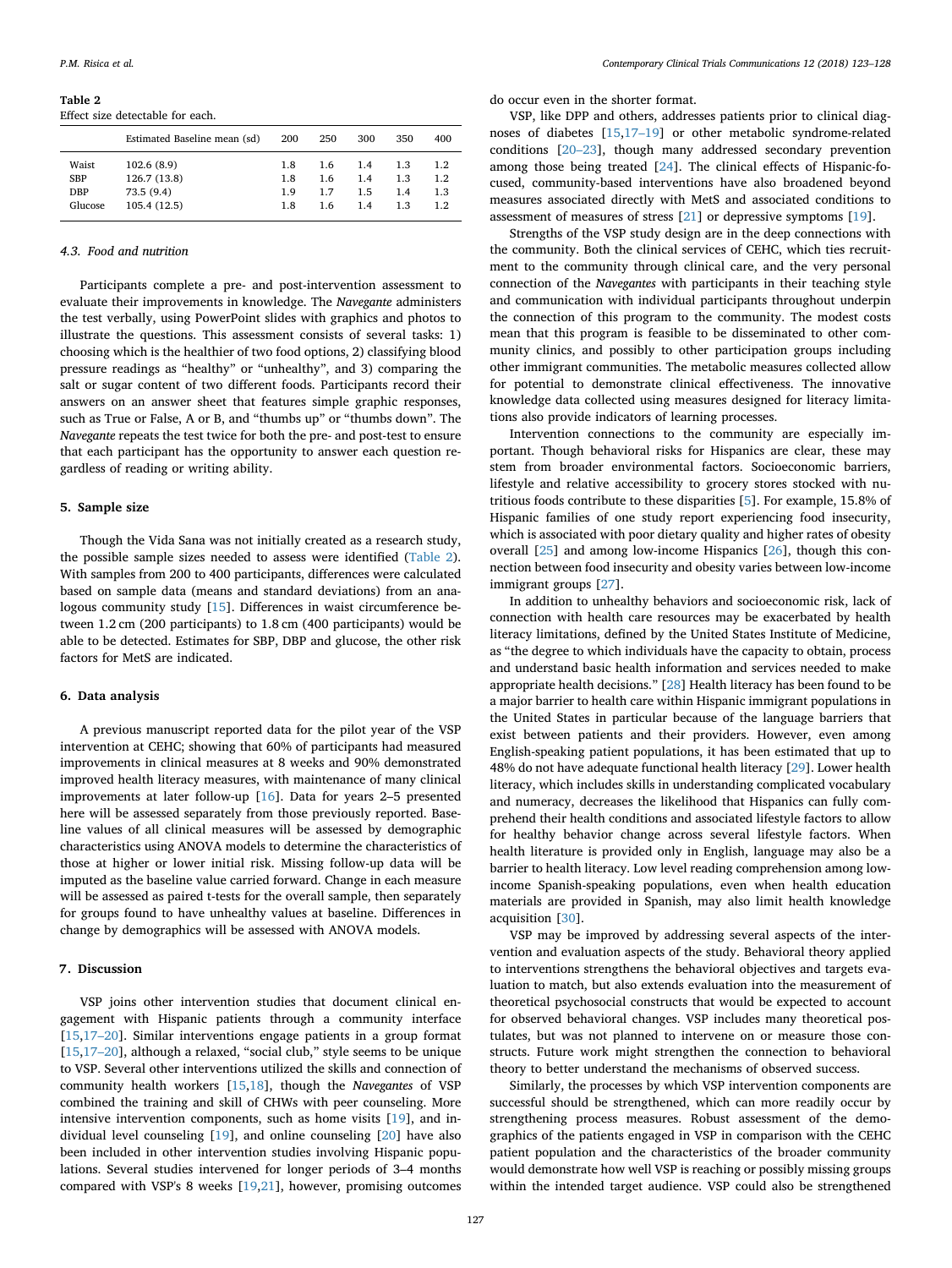**Table 2**
Effect size detectable for each.

| | Estimated Baseline mean (sd) | 200 | 250 | 300 | 350 | 400 |
|---|---|---|---|---|---|---|
| Waist | 102.6 (8.9) | 1.8 | 1.6 | 1.4 | 1.3 | 1.2 |
| SBP | 126.7 (13.8) | 1.8 | 1.6 | 1.4 | 1.3 | 1.2 |
| DBP | 73.5 (9.4) | 1.9 | 1.7 | 1.5 | 1.4 | 1.3 |
| Glucose | 105.4 (12.5) | 1.8 | 1.6 | 1.4 | 1.3 | 1.2 |

### 4.3. Food and nutrition

Participants complete a pre- and post-intervention assessment to evaluate their improvements in knowledge. The *Navegante* administers the test verbally, using PowerPoint slides with graphics and photos to illustrate the questions. This assessment consists of several tasks: 1) choosing which is the healthier of two food options, 2) classifying blood pressure readings as "healthy" or "unhealthy", and 3) comparing the salt or sugar content of two different foods. Participants record their answers on an answer sheet that features simple graphic responses, such as True or False, A or B, and "thumbs up" or "thumbs down". The *Navegante* repeats the test twice for both the pre- and post-test to ensure that each participant has the opportunity to answer each question regardless of reading or writing ability.

## 5. Sample size

Though the Vida Sana was not initially created as a research study, the possible sample sizes needed to assess were identified (Table 2). With samples from 200 to 400 participants, differences were calculated based on sample data (means and standard deviations) from an analogous community study [15]. Differences in waist circumference between 1.2 cm (200 participants) to 1.8 cm (400 participants) would be able to be detected. Estimates for SBP, DBP and glucose, the other risk factors for MetS are indicated.

## 6. Data analysis

A previous manuscript reported data for the pilot year of the VSP intervention at CEHC; showing that 60% of participants had measured improvements in clinical measures at 8 weeks and 90% demonstrated improved health literacy measures, with maintenance of many clinical improvements at later follow-up [16]. Data for years 2–5 presented here will be assessed separately from those previously reported. Baseline values of all clinical measures will be assessed by demographic characteristics using ANOVA models to determine the characteristics of those at higher or lower initial risk. Missing follow-up data will be imputed as the baseline value carried forward. Change in each measure will be assessed as paired t-tests for the overall sample, then separately for groups found to have unhealthy values at baseline. Differences in change by demographics will be assessed with ANOVA models.

## 7. Discussion

VSP joins other intervention studies that document clinical engagement with Hispanic patients through a community interface [15,17–20]. Similar interventions engage patients in a group format [15,17–20], although a relaxed, "social club," style seems to be unique to VSP. Several other interventions utilized the skills and connection of community health workers [15,18], though the *Navegantes* of VSP combined the training and skill of CHWs with peer counseling. More intensive intervention components, such as home visits [19], and individual level counseling [19], and online counseling [20] have also been included in other intervention studies involving Hispanic populations. Several studies intervened for longer periods of 3–4 months compared with VSP's 8 weeks [19,21], however, promising outcomes do occur even in the shorter format.

VSP, like DPP and others, addresses patients prior to clinical diagnoses of diabetes [15,17–19] or other metabolic syndrome-related conditions [20–23], though many addressed secondary prevention among those being treated [24]. The clinical effects of Hispanic-focused, community-based interventions have also broadened beyond measures associated directly with MetS and associated conditions to assessment of measures of stress [21] or depressive symptoms [19].

Strengths of the VSP study design are in the deep connections with the community. Both the clinical services of CEHC, which ties recruitment to the community through clinical care, and the very personal connection of the *Navegantes* with participants in their teaching style and communication with individual participants throughout underpin the connection of this program to the community. The modest costs mean that this program is feasible to be disseminated to other community clinics, and possibly to other participation groups including other immigrant communities. The metabolic measures collected allow for potential to demonstrate clinical effectiveness. The innovative knowledge data collected using measures designed for literacy limitations also provide indicators of learning processes.

Intervention connections to the community are especially important. Though behavioral risks for Hispanics are clear, these may stem from broader environmental factors. Socioeconomic barriers, lifestyle and relative accessibility to grocery stores stocked with nutritious foods contribute to these disparities [5]. For example, 15.8% of Hispanic families of one study report experiencing food insecurity, which is associated with poor dietary quality and higher rates of obesity overall [25] and among low-income Hispanics [26], though this connection between food insecurity and obesity varies between low-income immigrant groups [27].

In addition to unhealthy behaviors and socioeconomic risk, lack of connection with health care resources may be exacerbated by health literacy limitations, defined by the United States Institute of Medicine, as "the degree to which individuals have the capacity to obtain, process and understand basic health information and services needed to make appropriate health decisions." [28] Health literacy has been found to be a major barrier to health care within Hispanic immigrant populations in the United States in particular because of the language barriers that exist between patients and their providers. However, even among English-speaking patient populations, it has been estimated that up to 48% do not have adequate functional health literacy [29]. Lower health literacy, which includes skills in understanding complicated vocabulary and numeracy, decreases the likelihood that Hispanics can fully comprehend their health conditions and associated lifestyle factors to allow for healthy behavior change across several lifestyle factors. When health literature is provided only in English, language may also be a barrier to health literacy. Low level reading comprehension among low-income Spanish-speaking populations, even when health education materials are provided in Spanish, may also limit health knowledge acquisition [30].

VSP may be improved by addressing several aspects of the intervention and evaluation aspects of the study. Behavioral theory applied to interventions strengthens the behavioral objectives and targets evaluation to match, but also extends evaluation into the measurement of theoretical psychosocial constructs that would be expected to account for observed behavioral changes. VSP includes many theoretical postulates, but was not planned to intervene on or measure those constructs. Future work might strengthen the connection to behavioral theory to better understand the mechanisms of observed success.

Similarly, the processes by which VSP intervention components are successful should be strengthened, which can more readily occur by strengthening process measures. Robust assessment of the demographics of the patients engaged in VSP in comparison with the CEHC patient population and the characteristics of the broader community would demonstrate how well VSP is reaching or possibly missing groups within the intended target audience. VSP could also be strengthened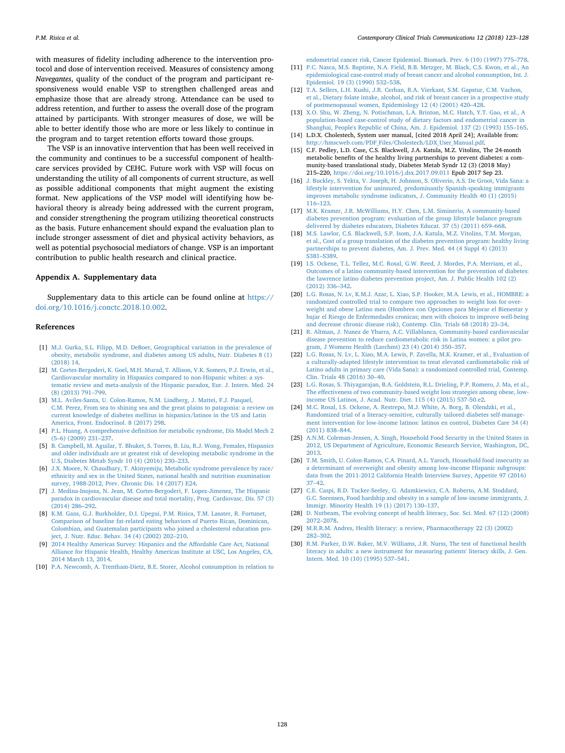with measures of fidelity including adherence to the intervention protocol and dose of intervention received. Measures of consistency among *Navegantes*, quality of the conduct of the program and participant responsiveness would enable VSP to strengthen challenged areas and emphasize those that are already strong. Attendance can be used to address retention, and further to assess the overall dose of the program attained by participants. With stronger measures of dose, we will be able to better identify those who are more or less likely to continue in the program and to target retention efforts toward those groups.

The VSP is an innovative intervention that has been well received in the community and continues to be a successful component of healthcare services provided by CEHC. Future work with VSP will focus on understanding the utility of all components of current structure, as well as possible additional components that might augment the existing format. New applications of the VSP model will identifying how behavioral theory is already being addressed with the current program, and consider strengthening the program utilizing theoretical constructs as the basis. Future enhancement should expand the evaluation plan to include stronger assessment of diet and physical activity behaviors, as well as potential psychosocial mediators of change. VSP is an important contribution to public health research and clinical practice.

## Appendix A. Supplementary data

Supplementary data to this article can be found online at https://doi.org/10.1016/j.conctc.2018.10.002.

## References

[1] M.J. Gurka, S.L. Filipp, M.D. DeBoer, Geographical variation in the prevalence of obesity, metabolic syndrome, and diabetes among US adults, Nutr. Diabetes 8 (1) (2018) 14.

[2] M. Cortes-Bergoderi, K. Goel, M.H. Murad, T. Allison, V.K. Somers, P.J. Erwin, et al., Cardiovascular mortality in Hispanics compared to non-Hispanic whites: a systematic review and meta-analysis of the Hispanic paradox, Eur. J. Intern. Med. 24 (8) (2013) 791–799.

[3] M.L. Aviles-Santa, U. Colon-Ramos, N.M. Lindberg, J. Mattei, F.J. Pasquel, C.M. Perez, From sea to shining sea and the great plains to patagonia: a review on current knowledge of diabetes mellitus in hispanics/latinos in the US and Latin America, Front. Endocrinol. 8 (2017) 298.

[4] P.L. Huang, A comprehensive definition for metabolic syndrome, Dis Model Mech 2 (5–6) (2009) 231–237.

[5] B. Campbell, M. Aguilar, T. Bhuket, S. Torres, B. Liu, R.J. Wong, Females, Hispanics and older individuals are at greatest risk of developing metabolic syndrome in the U.S, Diabetes Metab Syndr 10 (4) (2016) 230–233.

[6] J.X. Moore, N. Chaudhary, T. Akinyemiju, Metabolic syndrome prevalence by race/ethnicity and sex in the United States, national health and nutrition examination survey, 1988-2012, Prev. Chronic Dis. 14 (2017) E24.

[7] J. Medina-Inojosa, N. Jean, M. Cortes-Bergoderi, F. Lopez-Jimenez, The Hispanic paradox in cardiovascular disease and total mortality, Prog. Cardiovasc. Dis. 57 (3) (2014) 286–292.

[8] K.M. Gans, G.J. Burkholder, D.I. Upegui, P.M. Risica, T.M. Lasater, R. Fortunet, Comparison of baseline fat-related eating behaviors of Puerto Rican, Dominican, Colombian, and Guatemalan participants who joined a cholesterol education project, J. Nutr. Educ. Behav. 34 (4) (2002) 202–210.

[9] 2014 Healthy Americas Survey: Hispanics and the Affordable Care Act, National Alliance for Hispanic Health, Healthy Americas Institute at USC, Los Angeles, CA, 2014 March 13, 2014.

[10] P.A. Newcomb, A. Trentham-Dietz, B.E. Storer, Alcohol consumption in relation to endometrial cancer risk, Cancer Epidemiol. Biomark. Prev. 6 (10) (1997) 775–778.

[11] P.C. Nasca, M.S. Baptiste, N.A. Field, B.B. Metzger, M. Black, C.S. Kwon, et al., An epidemiological case-control study of breast cancer and alcohol consumption, Int. J. Epidemiol. 19 (3) (1990) 532–538.

[12] T.A. Sellers, L.H. Kushi, J.R. Cerhan, R.A. Vierkant, S.M. Gapstur, C.M. Vachon, et al., Dietary folate intake, alcohol, and risk of breast cancer in a prospective study of postmenopausal women, Epidemiology 12 (4) (2001) 420–428.

[13] X.O. Shu, W. Zheng, N. Potischman, L.A. Brinton, M.C. Hatch, Y.T. Gao, et al., A population-based case-control study of dietary factors and endometrial cancer in Shanghai, People's Republic of China, Am. J. Epidemiol. 137 (2) (1993) 155–165.

[14] L.D.X. Cholestech, System user manual, [cited 2018 April 24]; Available from: http://hmscweb.com/PDF_Files/Cholestech/LDX_User_Manual.pdf.

[15] C.F. Pedley, L.D. Case, C.S. Blackwell, J.A. Katula, M.Z. Vitolins, The 24-month metabolic benefits of the healthy living partnerships to prevent diabetes: a community-based translational study, Diabetes Metab Syndr 12 (3) (2018 May) 215–220, https://doi.org/10.1016/j.dsx.2017.09.011 Epub 2017 Sep 23.

[16] J. Buckley, S. Yekta, V. Joseph, H. Johnson, S. Oliverio, A.S. De Groot, Vida Sana: a lifestyle intervention for uninsured, predominantly Spanish-speaking immigrants improves metabolic syndrome indicators, J. Community Health 40 (1) (2015) 116–123.

[17] M.K. Kramer, J.R. McWilliams, H.Y. Chen, L.M. Siminerio, A community-based diabetes prevention program: evaluation of the group lifestyle balance program delivered by diabetes educators, Diabetes Educat. 37 (5) (2011) 659–668.

[18] M.S. Lawlor, C.S. Blackwell, S.P. Isom, J.A. Katula, M.Z. Vitolins, T.M. Morgan, et al., Cost of a group translation of the diabetes prevention program: healthy living partnerships to prevent diabetes, Am. J. Prev. Med. 44 (4 Suppl 4) (2013) S381–S389.

[19] I.S. Ockene, T.L. Tellez, M.C. Rosal, G.W. Reed, J. Mordes, P.A. Merriam, et al., Outcomes of a latino community-based intervention for the prevention of diabetes: the lawrence latino diabetes prevention project, Am. J. Public Health 102 (2) (2012) 336–342.

[20] L.G. Rosas, N. Lv, K.M.J. Azar, L. Xiao, S.P. Hooker, M.A. Lewis, et al., HOMBRE: a randomized controlled trial to compare two approaches to weight loss for overweight and obese Latino men (Hombres con Opciones para Mejorar el Bienestar y bajar el Riesgo de Enfermedades cronicas; men with choices to improve well-being and decrease chronic disease risk), Contemp. Clin. Trials 68 (2018) 23–34.

[21] R. Altman, J. Nunez de Ybarra, A. Villablanca, Community-based cardiovascular disease prevention to reduce cardiometabolic risk in Latina women: a pilot program, J Womens Health (Larchmt) 23 (4) (2014) 350–357.

[22] L.G. Rosas, N. Lv, L. Xiao, M.A. Lewis, P. Zavella, M.K. Kramer, et al., Evaluation of a culturally-adapted lifestyle intervention to treat elevated cardiometabolic risk of Latino adults in primary care (Vida Sana): a randomized controlled trial, Contemp. Clin. Trials 48 (2016) 30–40.

[23] L.G. Rosas, S. Thiyagarajan, B.A. Goldstein, R.L. Drieling, P.P. Romero, J. Ma, et al., The effectiveness of two community-based weight loss strategies among obese, low-income US Latinos, J. Acad. Nutr. Diet. 115 (4) (2015) 537-50.e2.

[24] M.C. Rosal, I.S. Ockene, A. Restrepo, M.J. White, A. Borg, B. Olendzki, et al., Randomized trial of a literacy-sensitive, culturally tailored diabetes self-management intervention for low-income latinos: latinos en control, Diabetes Care 34 (4) (2011) 838–844.

[25] A.N.M. Coleman-Jensen, A. Singh, Household Food Security in the United States in 2012, US Department of Agriculture, Economic Research Service, Washington, DC, 2013.

[26] T.M. Smith, U. Colon-Ramos, C.A. Pinard, A.L. Yaroch, Household food insecurity as a determinant of overweight and obesity among low-income Hispanic subgroups: data from the 2011-2012 California Health Interview Survey, Appetite 97 (2016) 37–42.

[27] C.E. Caspi, R.D. Tucker-Seeley, G. Adamkiewicz, C.A. Roberto, A.M. Stoddard, G.C. Sorensen, Food hardship and obesity in a sample of low-income immigrants, J. Immigr. Minority Health 19 (1) (2017) 130–137.

[28] D. Nutbeam, The evolving concept of health literacy, Soc. Sci. Med. 67 (12) (2008) 2072–2078.

[29] M.R.R.M. Andres, Health literacy: a review, Pharmacotherapy 22 (3) (2002) 282–302.

[30] R.M. Parker, D.W. Baker, M.V. Williams, J.R. Nurss, The test of functional health literacy in adults: a new instrument for measuring patients' literacy skills, J. Gen. Intern. Med. 10 (10) (1995) 537–541.